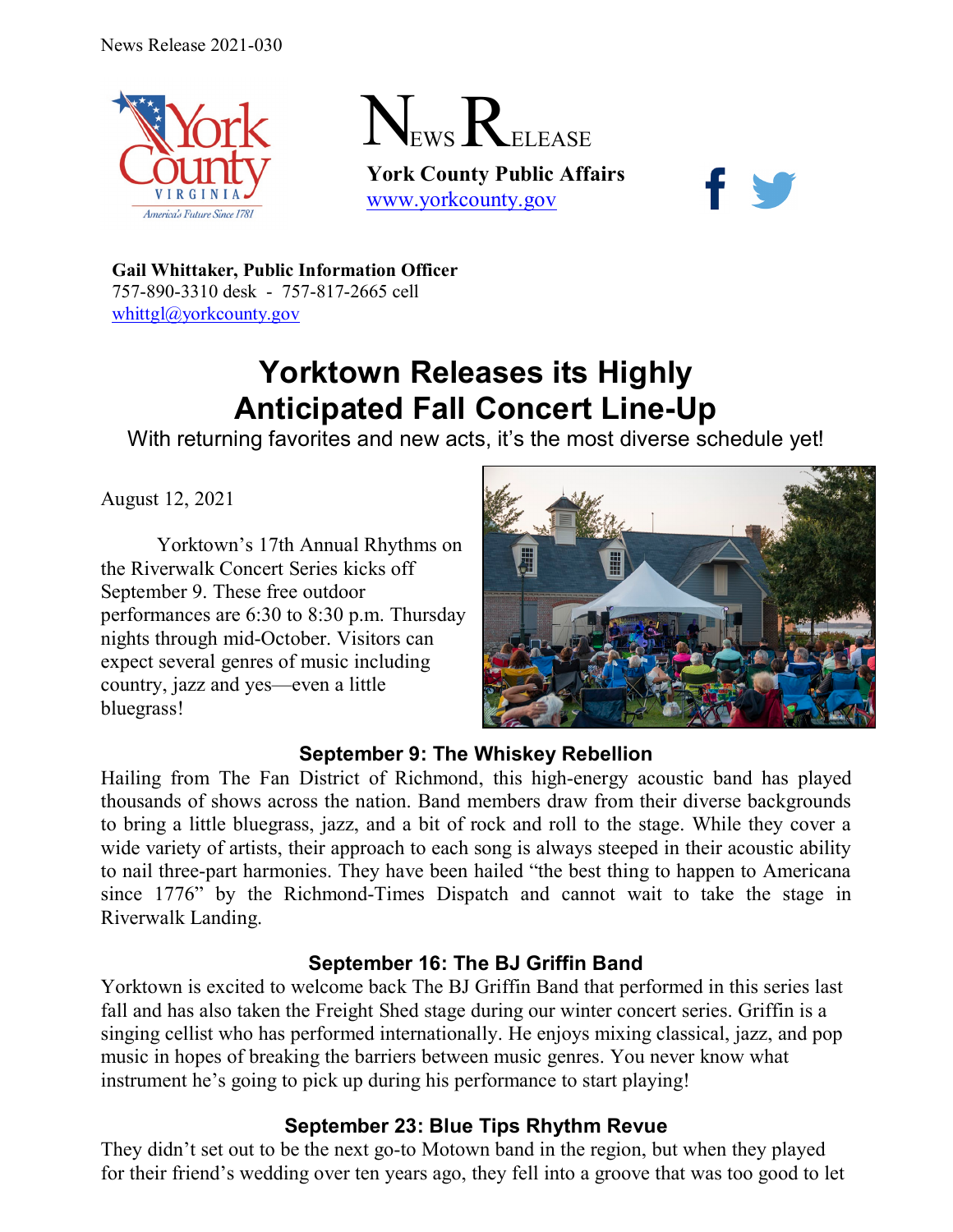News Release 2021-030

# NEWS RELEASE

**York County Public Affairs**
www.yorkcounty.gov

**Gail Whittaker, Public Information Officer**
757-890-3310 desk - 757-817-2665 cell
whittgl@yorkcounty.gov

# Yorktown Releases its Highly Anticipated Fall Concert Line-Up

With returning favorites and new acts, it's the most diverse schedule yet!

August 12, 2021

Yorktown's 17th Annual Rhythms on the Riverwalk Concert Series kicks off September 9. These free outdoor performances are 6:30 to 8:30 p.m. Thursday nights through mid-October. Visitors can expect several genres of music including country, jazz and yes—even a little bluegrass!

### September 9: The Whiskey Rebellion

Hailing from The Fan District of Richmond, this high-energy acoustic band has played thousands of shows across the nation. Band members draw from their diverse backgrounds to bring a little bluegrass, jazz, and a bit of rock and roll to the stage. While they cover a wide variety of artists, their approach to each song is always steeped in their acoustic ability to nail three-part harmonies. They have been hailed "the best thing to happen to Americana since 1776" by the Richmond-Times Dispatch and cannot wait to take the stage in Riverwalk Landing.

### September 16: The BJ Griffin Band

Yorktown is excited to welcome back The BJ Griffin Band that performed in this series last fall and has also taken the Freight Shed stage during our winter concert series. Griffin is a singing cellist who has performed internationally. He enjoys mixing classical, jazz, and pop music in hopes of breaking the barriers between music genres. You never know what instrument he's going to pick up during his performance to start playing!

### September 23: Blue Tips Rhythm Revue

They didn't set out to be the next go-to Motown band in the region, but when they played for their friend's wedding over ten years ago, they fell into a groove that was too good to let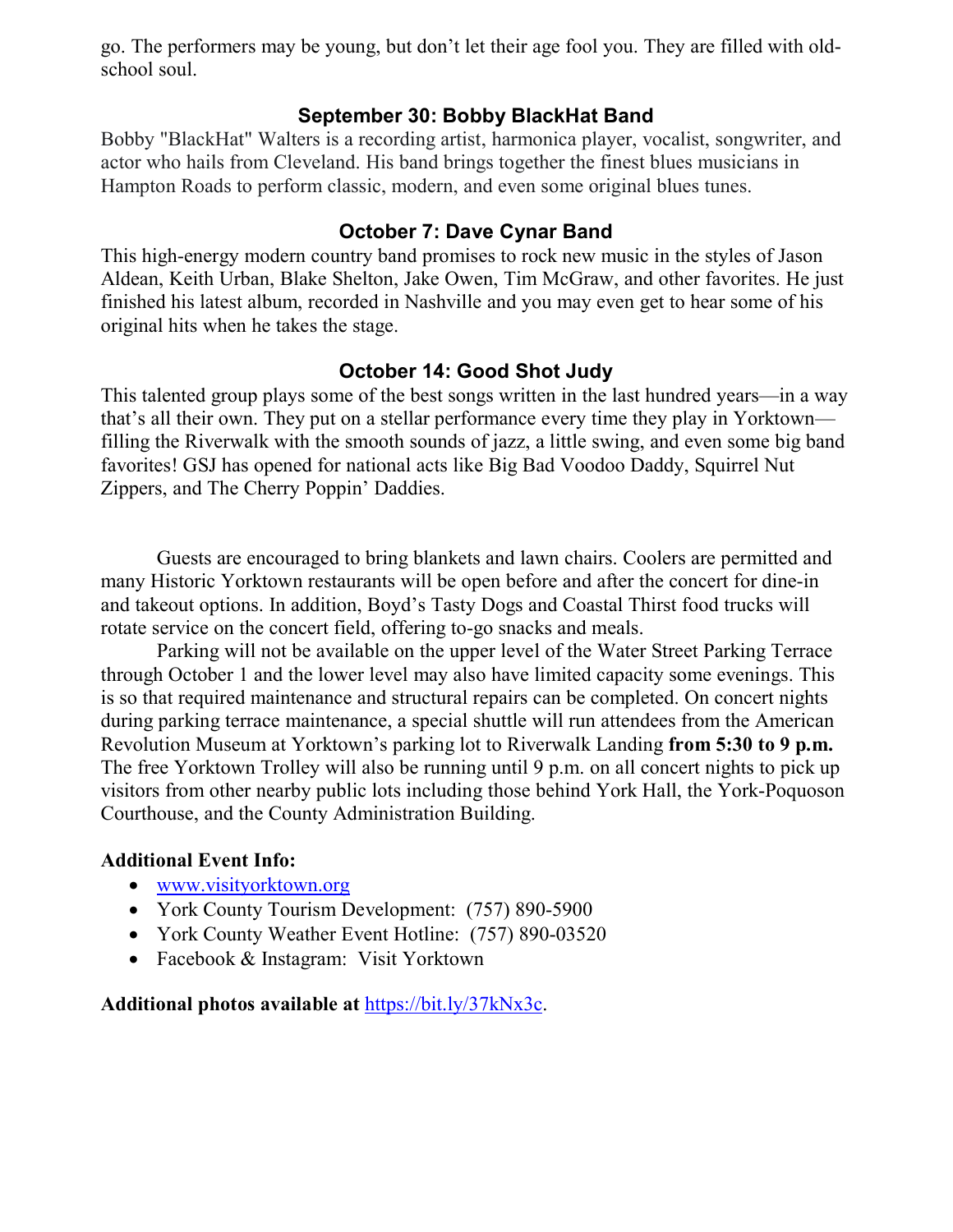go. The performers may be young, but don't let their age fool you. They are filled with old-school soul.

### September 30: Bobby BlackHat Band

Bobby "BlackHat" Walters is a recording artist, harmonica player, vocalist, songwriter, and actor who hails from Cleveland. His band brings together the finest blues musicians in Hampton Roads to perform classic, modern, and even some original blues tunes.

### October 7: Dave Cynar Band

This high-energy modern country band promises to rock new music in the styles of Jason Aldean, Keith Urban, Blake Shelton, Jake Owen, Tim McGraw, and other favorites. He just finished his latest album, recorded in Nashville and you may even get to hear some of his original hits when he takes the stage.

### October 14: Good Shot Judy

This talented group plays some of the best songs written in the last hundred years—in a way that's all their own. They put on a stellar performance every time they play in Yorktown—filling the Riverwalk with the smooth sounds of jazz, a little swing, and even some big band favorites! GSJ has opened for national acts like Big Bad Voodoo Daddy, Squirrel Nut Zippers, and The Cherry Poppin' Daddies.

Guests are encouraged to bring blankets and lawn chairs. Coolers are permitted and many Historic Yorktown restaurants will be open before and after the concert for dine-in and takeout options. In addition, Boyd's Tasty Dogs and Coastal Thirst food trucks will rotate service on the concert field, offering to-go snacks and meals.

Parking will not be available on the upper level of the Water Street Parking Terrace through October 1 and the lower level may also have limited capacity some evenings. This is so that required maintenance and structural repairs can be completed. On concert nights during parking terrace maintenance, a special shuttle will run attendees from the American Revolution Museum at Yorktown's parking lot to Riverwalk Landing **from 5:30 to 9 p.m.** The free Yorktown Trolley will also be running until 9 p.m. on all concert nights to pick up visitors from other nearby public lots including those behind York Hall, the York-Poquoson Courthouse, and the County Administration Building.

**Additional Event Info:**

- www.visityorktown.org
- York County Tourism Development: (757) 890-5900
- York County Weather Event Hotline: (757) 890-03520
- Facebook & Instagram: Visit Yorktown

**Additional photos available at** https://bit.ly/37kNx3c.